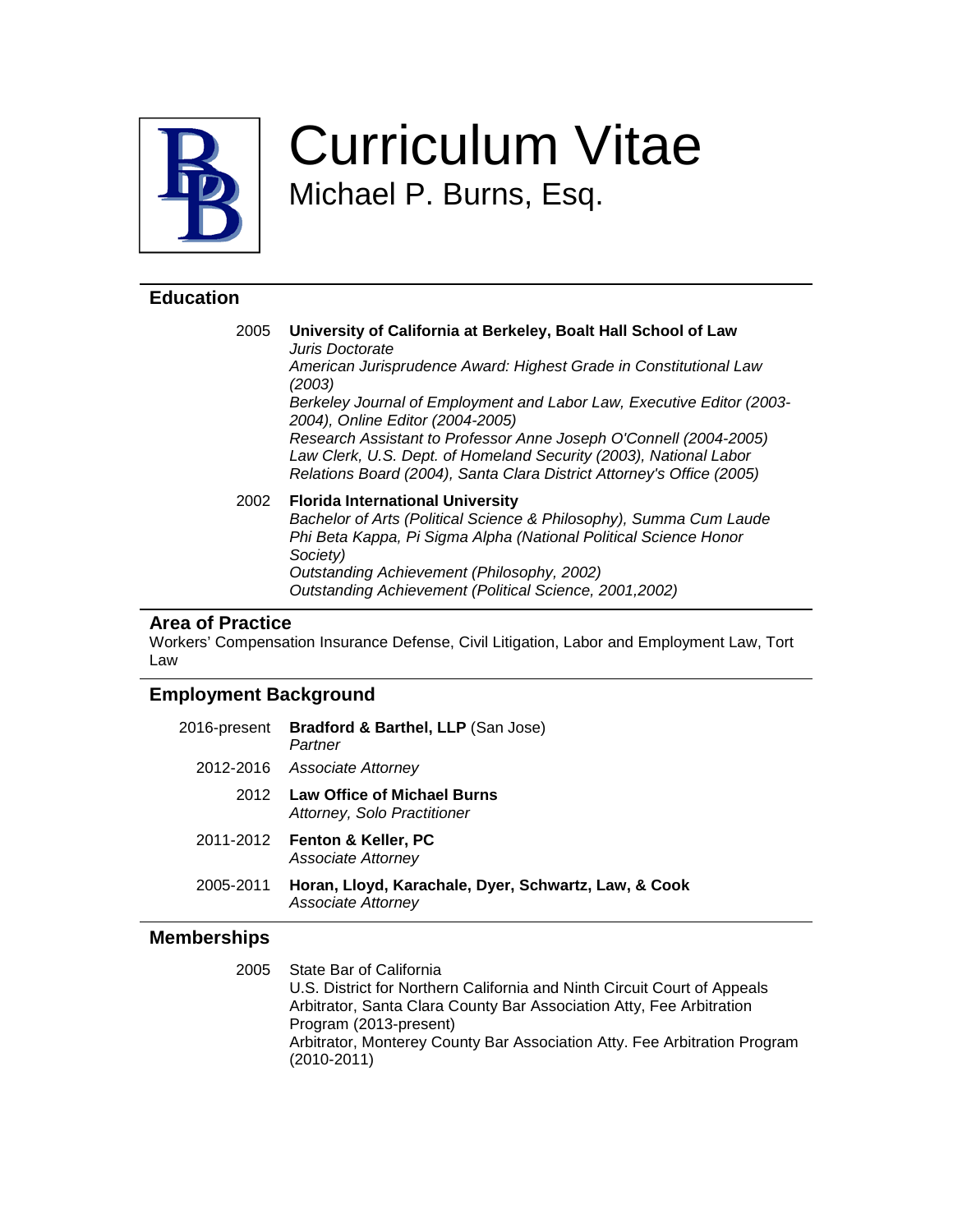# Curriculum Vitae

## Michael P. Burns, Esq.

## Education

2005 **University of California at Berkeley, Boalt Hall School of Law**
*Juris Doctorate*
*American Jurisprudence Award: Highest Grade in Constitutional Law (2003)*
*Berkeley Journal of Employment and Labor Law, Executive Editor (2003-2004), Online Editor (2004-2005)*
*Research Assistant to Professor Anne Joseph O'Connell (2004-2005)*
*Law Clerk, U.S. Dept. of Homeland Security (2003), National Labor Relations Board (2004), Santa Clara District Attorney's Office (2005)*

2002 **Florida International University**
*Bachelor of Arts (Political Science & Philosophy), Summa Cum Laude*
*Phi Beta Kappa, Pi Sigma Alpha (National Political Science Honor Society)*
*Outstanding Achievement (Philosophy, 2002)*
*Outstanding Achievement (Political Science, 2001,2002)*

## Area of Practice

Workers' Compensation Insurance Defense, Civil Litigation, Labor and Employment Law, Tort Law

## Employment Background

2016-present **Bradford & Barthel, LLP** (San Jose)
*Partner*

2012-2016 *Associate Attorney*

2012 **Law Office of Michael Burns**
*Attorney, Solo Practitioner*

2011-2012 **Fenton & Keller, PC**
*Associate Attorney*

2005-2011 **Horan, Lloyd, Karachale, Dyer, Schwartz, Law, & Cook**
*Associate Attorney*

## Memberships

2005 State Bar of California
U.S. District for Northern California and Ninth Circuit Court of Appeals
Arbitrator, Santa Clara County Bar Association Atty, Fee Arbitration Program (2013-present)
Arbitrator, Monterey County Bar Association Atty. Fee Arbitration Program (2010-2011)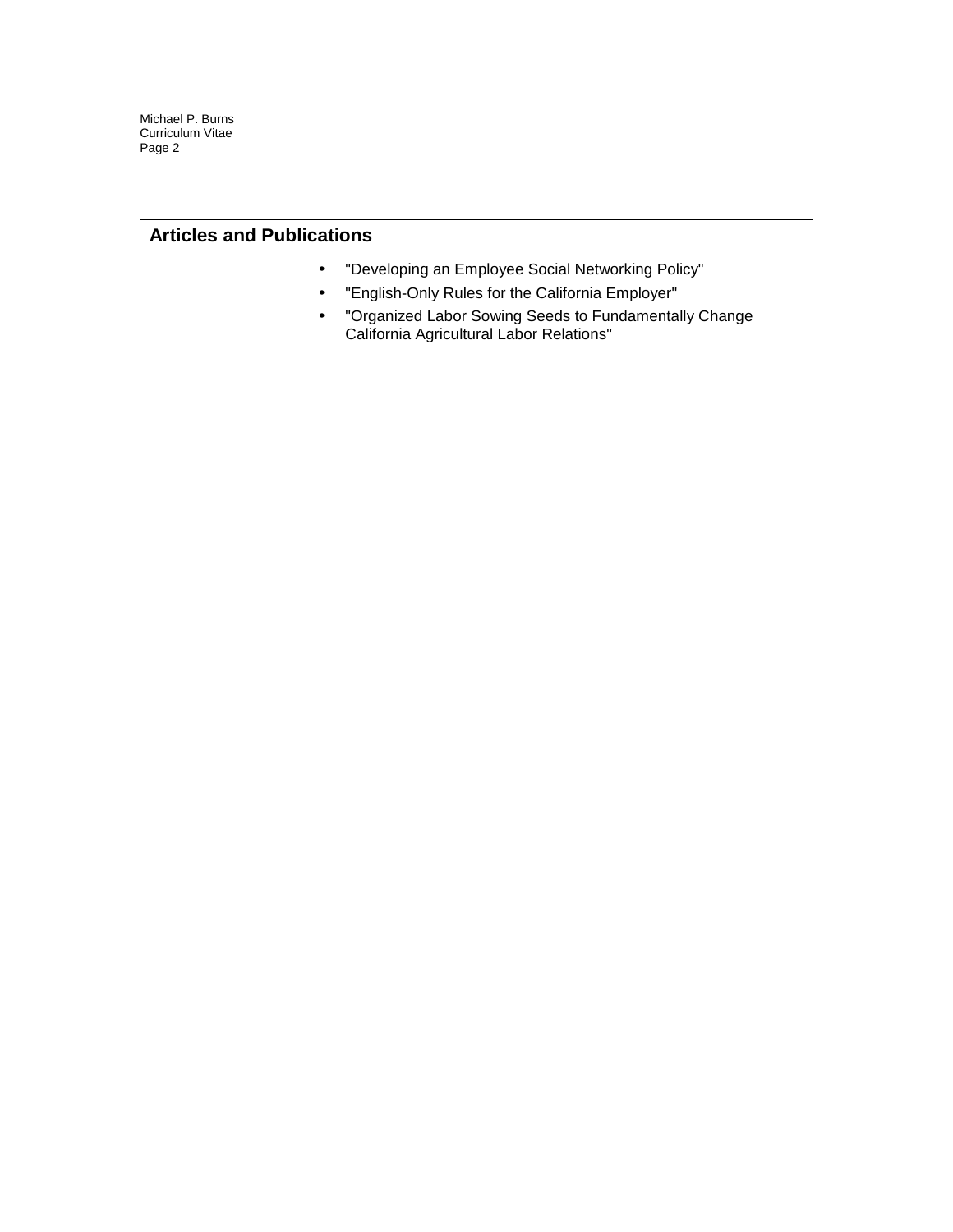## Articles and Publications

- "Developing an Employee Social Networking Policy"
- "English-Only Rules for the California Employer"
- "Organized Labor Sowing Seeds to Fundamentally Change California Agricultural Labor Relations"